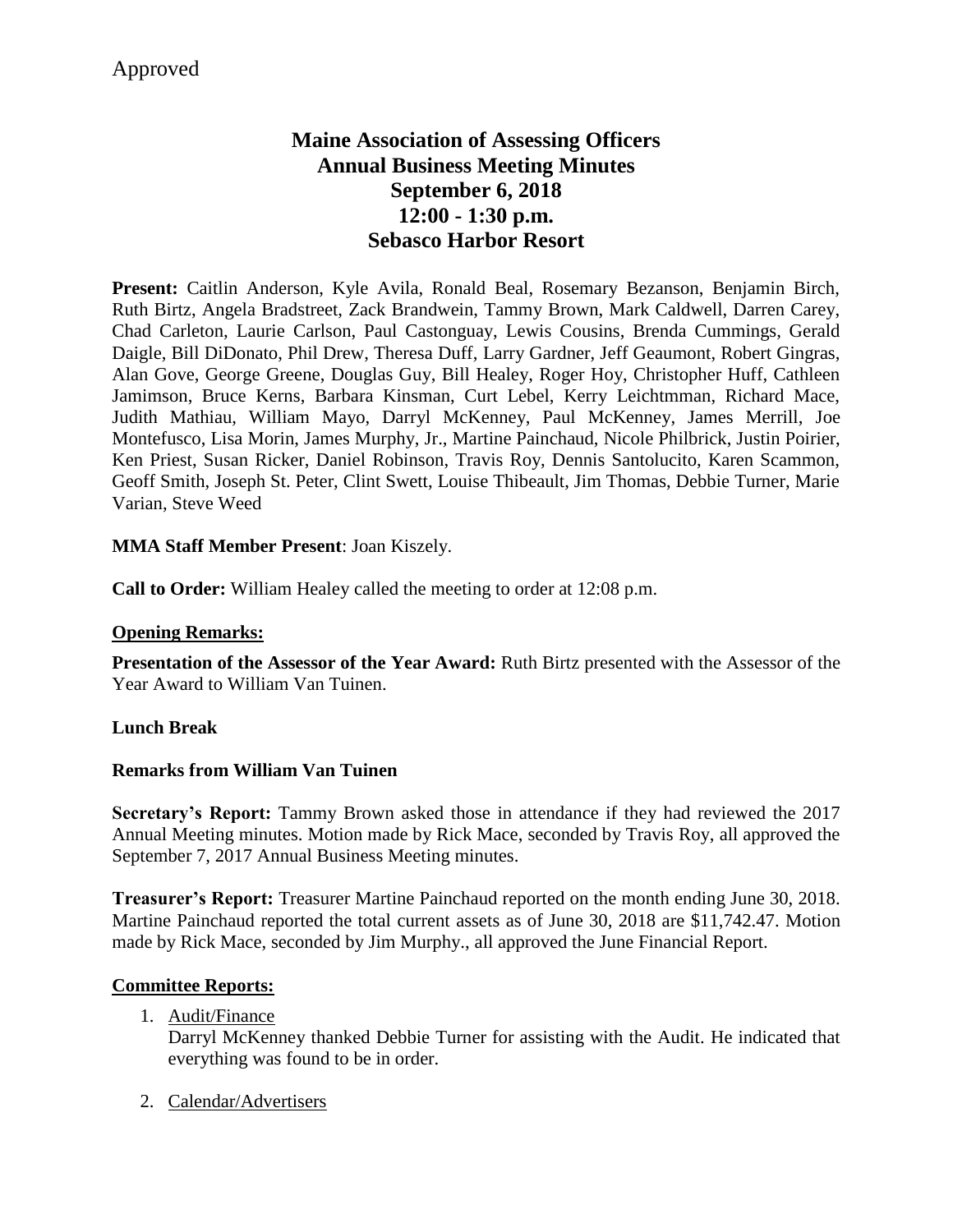Approved

# Maine Association of Assessing Officers
## Annual Business Meeting Minutes
## September 6, 2018
## 12:00 - 1:30 p.m.
## Sebasco Harbor Resort

**Present:** Caitlin Anderson, Kyle Avila, Ronald Beal, Rosemary Bezanson, Benjamin Birch, Ruth Birtz, Angela Bradstreet, Zack Brandwein, Tammy Brown, Mark Caldwell, Darren Carey, Chad Carleton, Laurie Carlson, Paul Castonguay, Lewis Cousins, Brenda Cummings, Gerald Daigle, Bill DiDonato, Phil Drew, Theresa Duff, Larry Gardner, Jeff Geaumont, Robert Gingras, Alan Gove, George Greene, Douglas Guy, Bill Healey, Roger Hoy, Christopher Huff, Cathleen Jamimson, Bruce Kerns, Barbara Kinsman, Curt Lebel, Kerry Leichtmman, Richard Mace, Judith Mathiau, William Mayo, Darryl McKenney, Paul McKenney, James Merrill, Joe Montefusco, Lisa Morin, James Murphy, Jr., Martine Painchaud, Nicole Philbrick, Justin Poirier, Ken Priest, Susan Ricker, Daniel Robinson, Travis Roy, Dennis Santolucito, Karen Scammon, Geoff Smith, Joseph St. Peter, Clint Swett, Louise Thibeault, Jim Thomas, Debbie Turner, Marie Varian, Steve Weed

**MMA Staff Member Present**: Joan Kiszely.

**Call to Order:** William Healey called the meeting to order at 12:08 p.m.

**Opening Remarks:**

**Presentation of the Assessor of the Year Award:** Ruth Birtz presented with the Assessor of the Year Award to William Van Tuinen.

**Lunch Break**

**Remarks from William Van Tuinen**

**Secretary's Report:** Tammy Brown asked those in attendance if they had reviewed the 2017 Annual Meeting minutes. Motion made by Rick Mace, seconded by Travis Roy, all approved the September 7, 2017 Annual Business Meeting minutes.

**Treasurer's Report:** Treasurer Martine Painchaud reported on the month ending June 30, 2018. Martine Painchaud reported the total current assets as of June 30, 2018 are $11,742.47. Motion made by Rick Mace, seconded by Jim Murphy., all approved the June Financial Report.

**Committee Reports:**

1. Audit/Finance
   Darryl McKenney thanked Debbie Turner for assisting with the Audit. He indicated that everything was found to be in order.

2. Calendar/Advertisers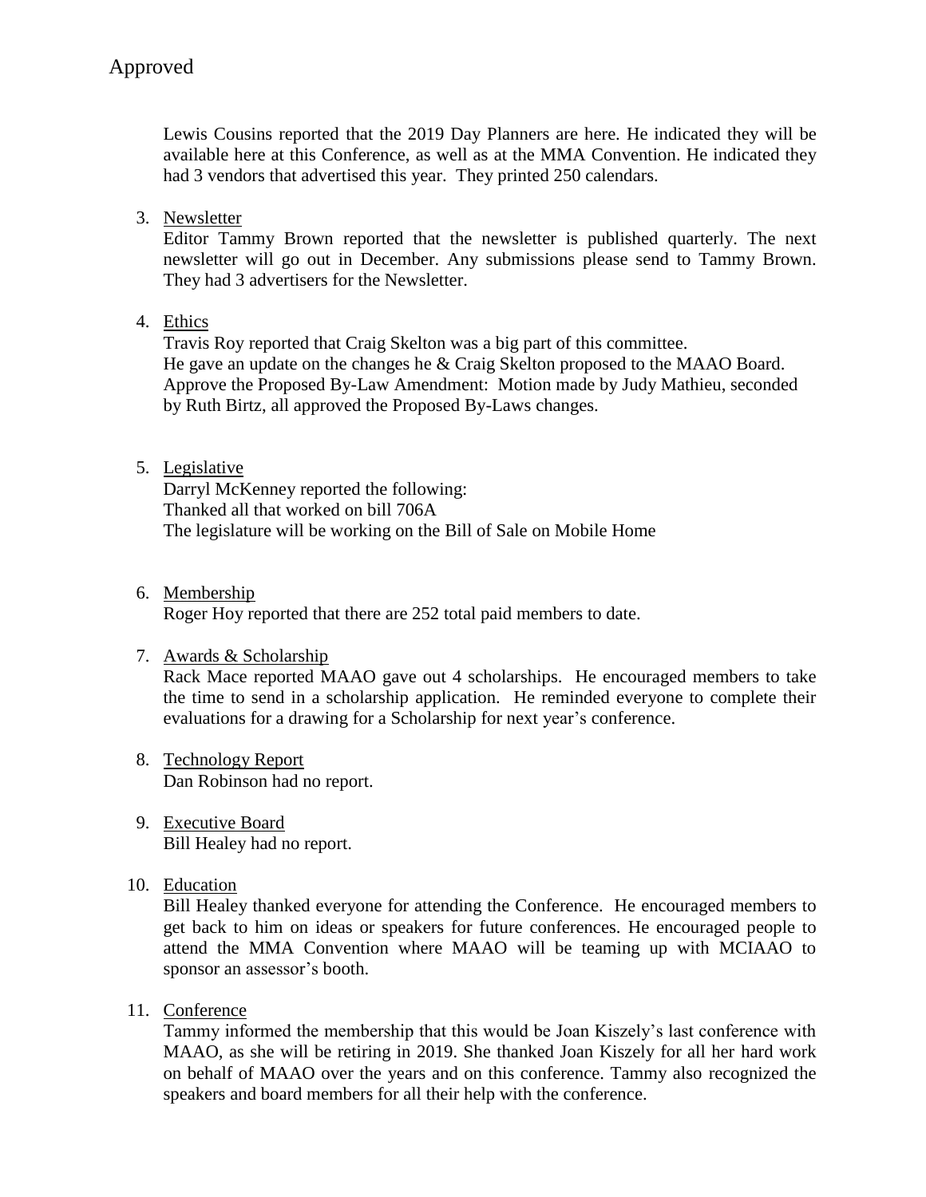Approved

Lewis Cousins reported that the 2019 Day Planners are here. He indicated they will be available here at this Conference, as well as at the MMA Convention. He indicated they had 3 vendors that advertised this year. They printed 250 calendars.

3. Newsletter
   Editor Tammy Brown reported that the newsletter is published quarterly. The next newsletter will go out in December. Any submissions please send to Tammy Brown. They had 3 advertisers for the Newsletter.

4. Ethics
   Travis Roy reported that Craig Skelton was a big part of this committee.
   He gave an update on the changes he & Craig Skelton proposed to the MAAO Board.
   Approve the Proposed By-Law Amendment: Motion made by Judy Mathieu, seconded by Ruth Birtz, all approved the Proposed By-Laws changes.

5. Legislative
   Darryl McKenney reported the following:
   Thanked all that worked on bill 706A
   The legislature will be working on the Bill of Sale on Mobile Home

6. Membership
   Roger Hoy reported that there are 252 total paid members to date.

7. Awards & Scholarship
   Rack Mace reported MAAO gave out 4 scholarships. He encouraged members to take the time to send in a scholarship application. He reminded everyone to complete their evaluations for a drawing for a Scholarship for next year's conference.

8. Technology Report
   Dan Robinson had no report.

9. Executive Board
   Bill Healey had no report.

10. Education
    Bill Healey thanked everyone for attending the Conference. He encouraged members to get back to him on ideas or speakers for future conferences. He encouraged people to attend the MMA Convention where MAAO will be teaming up with MCIAAO to sponsor an assessor's booth.

11. Conference
    Tammy informed the membership that this would be Joan Kiszely's last conference with MAAO, as she will be retiring in 2019. She thanked Joan Kiszely for all her hard work on behalf of MAAO over the years and on this conference. Tammy also recognized the speakers and board members for all their help with the conference.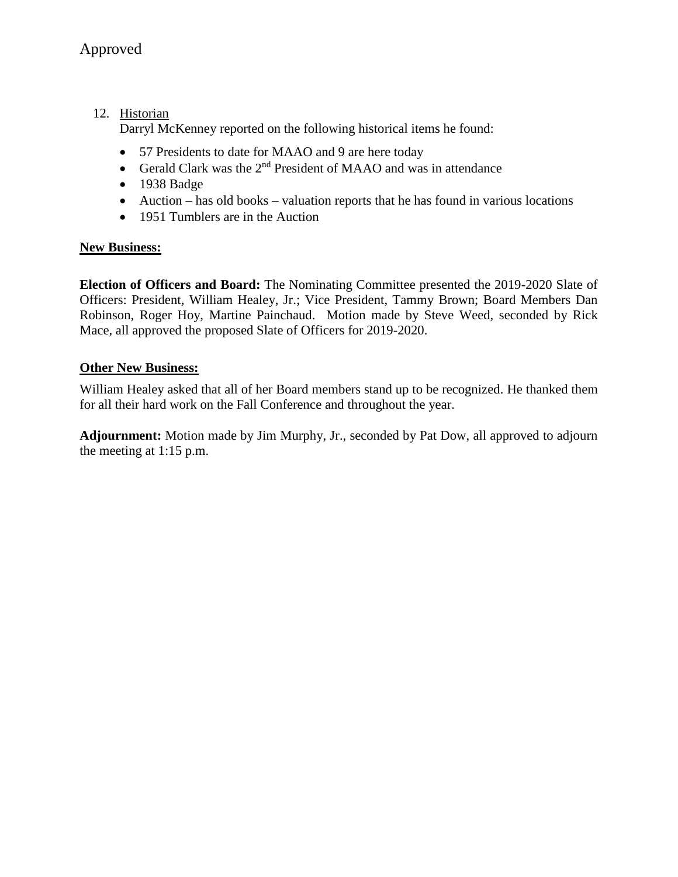Approved

12. Historian

    Darryl McKenney reported on the following historical items he found:

    - 57 Presidents to date for MAAO and 9 are here today
    - Gerald Clark was the 2nd President of MAAO and was in attendance
    - 1938 Badge
    - Auction – has old books – valuation reports that he has found in various locations
    - 1951 Tumblers are in the Auction

**New Business:**

**Election of Officers and Board:** The Nominating Committee presented the 2019-2020 Slate of Officers: President, William Healey, Jr.; Vice President, Tammy Brown; Board Members Dan Robinson, Roger Hoy, Martine Painchaud. Motion made by Steve Weed, seconded by Rick Mace, all approved the proposed Slate of Officers for 2019-2020.

**Other New Business:**

William Healey asked that all of her Board members stand up to be recognized. He thanked them for all their hard work on the Fall Conference and throughout the year.

**Adjournment:** Motion made by Jim Murphy, Jr., seconded by Pat Dow, all approved to adjourn the meeting at 1:15 p.m.